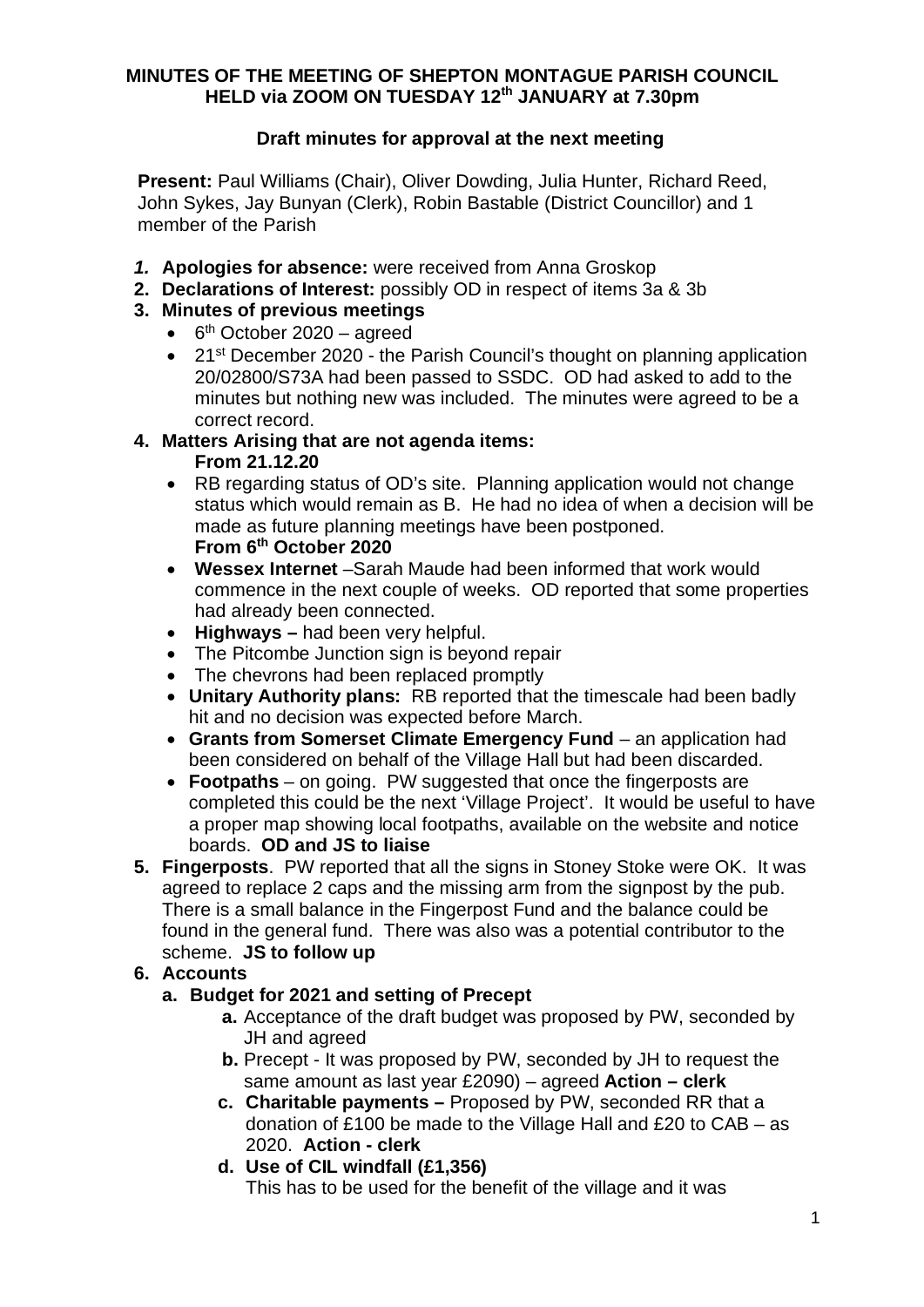**MINUTES OF THE MEETING OF SHEPTON MONTAGUE PARISH COUNCIL HELD via ZOOM ON TUESDAY 12th JANUARY at 7.30pm**

**Draft minutes for approval at the next meeting**

**Present:** Paul Williams (Chair), Oliver Dowding, Julia Hunter, Richard Reed, John Sykes, Jay Bunyan (Clerk), Robin Bastable (District Councillor) and 1 member of the Parish

1. **Apologies for absence:** were received from Anna Groskop
2. **Declarations of Interest:** possibly OD in respect of items 3a & 3b
3. **Minutes of previous meetings**
   - 6th October 2020 – agreed
   - 21st December 2020 - the Parish Council's thought on planning application 20/02800/S73A had been passed to SSDC. OD had asked to add to the minutes but nothing new was included. The minutes were agreed to be a correct record.
4. **Matters Arising that are not agenda items:**
   **From 21.12.20**
   - RB regarding status of OD's site. Planning application would not change status which would remain as B. He had no idea of when a decision will be made as future planning meetings have been postponed.
   **From 6th October 2020**
   - **Wessex Internet** –Sarah Maude had been informed that work would commence in the next couple of weeks. OD reported that some properties had already been connected.
   - **Highways –** had been very helpful.
   - The Pitcombe Junction sign is beyond repair
   - The chevrons had been replaced promptly
   - **Unitary Authority plans:** RB reported that the timescale had been badly hit and no decision was expected before March.
   - **Grants from Somerset Climate Emergency Fund** – an application had been considered on behalf of the Village Hall but had been discarded.
   - **Footpaths** – on going. PW suggested that once the fingerposts are completed this could be the next 'Village Project'. It would be useful to have a proper map showing local footpaths, available on the website and notice boards. **OD and JS to liaise**
5. **Fingerposts**. PW reported that all the signs in Stoney Stoke were OK. It was agreed to replace 2 caps and the missing arm from the signpost by the pub. There is a small balance in the Fingerpost Fund and the balance could be found in the general fund. There was also was a potential contributor to the scheme. **JS to follow up**
6. **Accounts**
   a. **Budget for 2021 and setting of Precept**
      a. Acceptance of the draft budget was proposed by PW, seconded by JH and agreed
      b. Precept - It was proposed by PW, seconded by JH to request the same amount as last year £2090) – agreed **Action – clerk**
      c. **Charitable payments –** Proposed by PW, seconded RR that a donation of £100 be made to the Village Hall and £20 to CAB – as 2020. **Action - clerk**
      d. **Use of CIL windfall (£1,356)**
         This has to be used for the benefit of the village and it was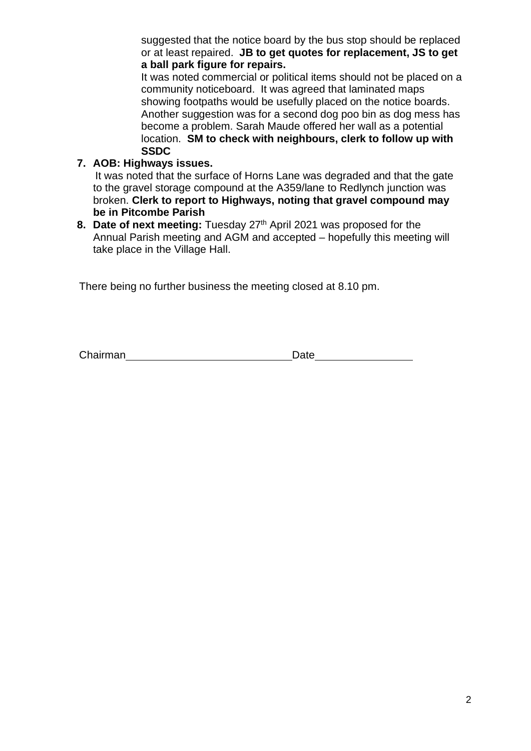suggested that the notice board by the bus stop should be replaced or at least repaired. **JB to get quotes for replacement, JS to get a ball park figure for repairs.**

It was noted commercial or political items should not be placed on a community noticeboard. It was agreed that laminated maps showing footpaths would be usefully placed on the notice boards. Another suggestion was for a second dog poo bin as dog mess has become a problem. Sarah Maude offered her wall as a potential location. **SM to check with neighbours, clerk to follow up with SSDC**

7. **AOB: Highways issues.**
   It was noted that the surface of Horns Lane was degraded and that the gate to the gravel storage compound at the A359/lane to Redlynch junction was broken. **Clerk to report to Highways, noting that gravel compound may be in Pitcombe Parish**
8. **Date of next meeting:** Tuesday 27th April 2021 was proposed for the Annual Parish meeting and AGM and accepted – hopefully this meeting will take place in the Village Hall.

There being no further business the meeting closed at 8.10 pm.

Chairman \_\_\_\_\_\_\_\_\_\_\_\_\_\_\_\_\_\_\_\_\_\_\_\_\_\_\_\_ Date \_\_\_\_\_\_\_\_\_\_\_\_\_\_\_\_